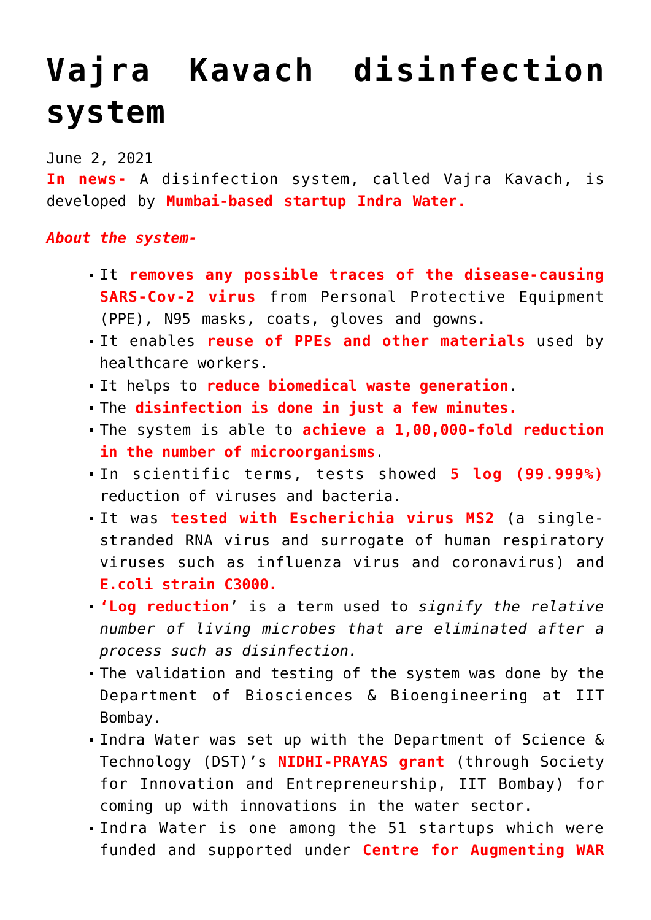# Vajra Kavach disinfection system

June 2, 2021

**In news-** A disinfection system, called Vajra Kavach, is developed by **Mumbai-based startup Indra Water.**

***About the system-***

- It **removes any possible traces of the disease-causing SARS-Cov-2 virus** from Personal Protective Equipment (PPE), N95 masks, coats, gloves and gowns.
- It enables **reuse of PPEs and other materials** used by healthcare workers.
- It helps to **reduce biomedical waste generation**.
- The **disinfection is done in just a few minutes.**
- The system is able to **achieve a 1,00,000-fold reduction in the number of microorganisms**.
- In scientific terms, tests showed **5 log (99.999%)** reduction of viruses and bacteria.
- It was **tested with Escherichia virus MS2** (a single-stranded RNA virus and surrogate of human respiratory viruses such as influenza virus and coronavirus) and **E.coli strain C3000.**
- '**Log reduction**' is a term used to *signify the relative number of living microbes that are eliminated after a process such as disinfection.*
- The validation and testing of the system was done by the Department of Biosciences & Bioengineering at IIT Bombay.
- Indra Water was set up with the Department of Science & Technology (DST)'s **NIDHI-PRAYAS grant** (through Society for Innovation and Entrepreneurship, IIT Bombay) for coming up with innovations in the water sector.
- Indra Water is one among the 51 startups which were funded and supported under **Centre for Augmenting WAR**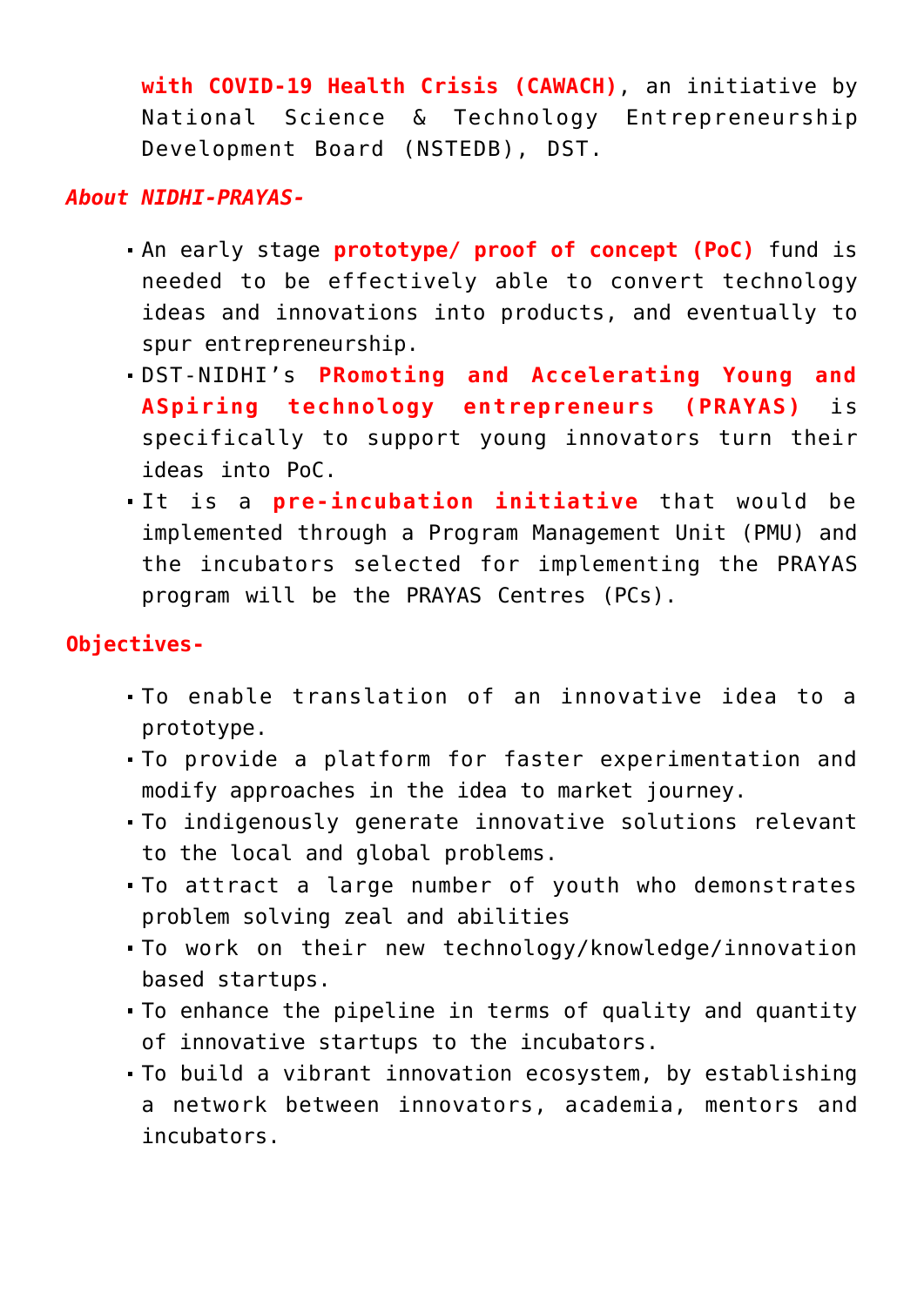**with COVID-19 Health Crisis (CAWACH)**, an initiative by National Science & Technology Entrepreneurship Development Board (NSTEDB), DST.

***About NIDHI-PRAYAS-***

- An early stage **prototype/ proof of concept (PoC)** fund is needed to be effectively able to convert technology ideas and innovations into products, and eventually to spur entrepreneurship.
- DST-NIDHI's **PRomoting and Accelerating Young and ASpiring technology entrepreneurs (PRAYAS)** is specifically to support young innovators turn their ideas into PoC.
- It is a **pre-incubation initiative** that would be implemented through a Program Management Unit (PMU) and the incubators selected for implementing the PRAYAS program will be the PRAYAS Centres (PCs).

**Objectives-**

- To enable translation of an innovative idea to a prototype.
- To provide a platform for faster experimentation and modify approaches in the idea to market journey.
- To indigenously generate innovative solutions relevant to the local and global problems.
- To attract a large number of youth who demonstrates problem solving zeal and abilities
- To work on their new technology/knowledge/innovation based startups.
- To enhance the pipeline in terms of quality and quantity of innovative startups to the incubators.
- To build a vibrant innovation ecosystem, by establishing a network between innovators, academia, mentors and incubators.